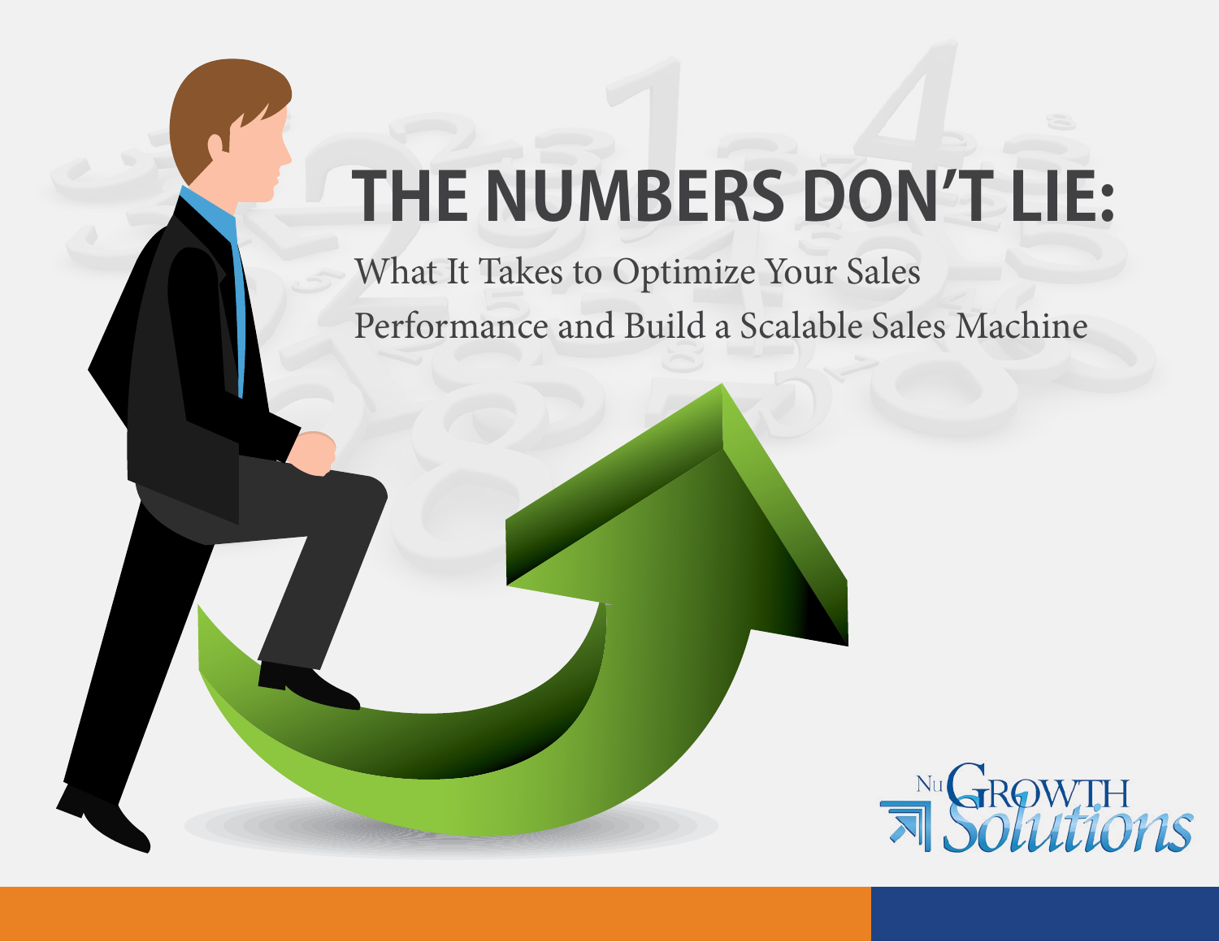# THE NUMBERS DON'T LIE:

## What It Takes to Optimize Your Sales Performance and Build a Scalable Sales Machine

NuGrowth Solutions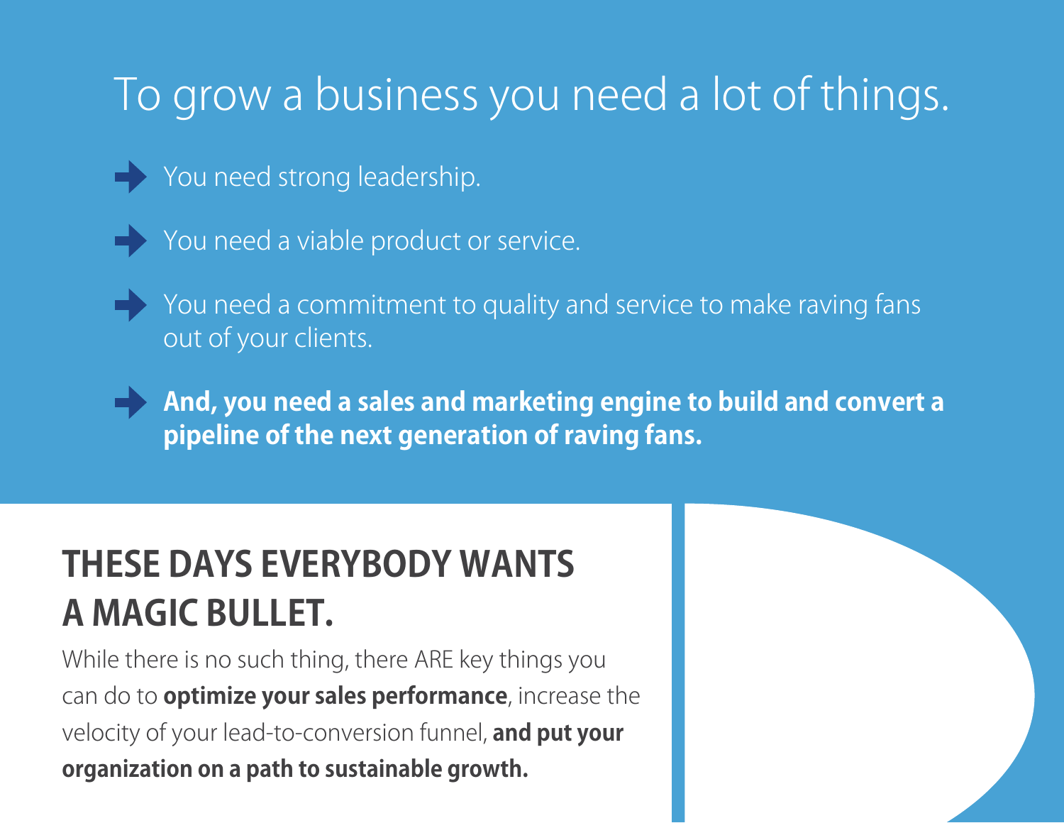# To grow a business you need a lot of things.

- You need strong leadership.
- You need a viable product or service.
- You need a commitment to quality and service to make raving fans out of your clients.
- **And, you need a sales and marketing engine to build and convert a pipeline of the next generation of raving fans.**

## THESE DAYS EVERYBODY WANTS A MAGIC BULLET.

While there is no such thing, there ARE key things you can do to **optimize your sales performance**, increase the velocity of your lead-to-conversion funnel, **and put your organization on a path to sustainable growth.**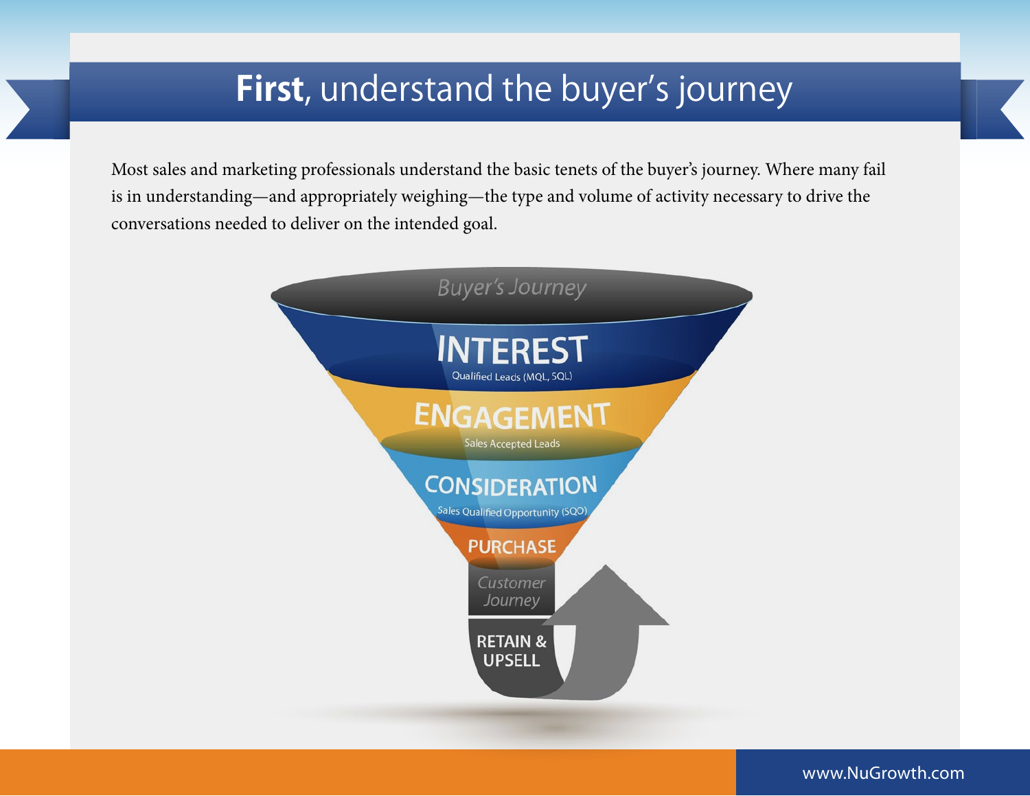# **First**, understand the buyer's journey

Most sales and marketing professionals understand the basic tenets of the buyer's journey. Where many fail is in understanding—and appropriately weighing—the type and volume of activity necessary to drive the conversations needed to deliver on the intended goal.

*Buyer's Journey*

**INTEREST**
Qualified Leads (MQL, SQL)

**ENGAGEMENT**
Sales Accepted Leads

**CONSIDERATION**
Sales Qualified Opportunity (SQO)

**PURCHASE**

*Customer Journey*

**RETAIN & UPSELL**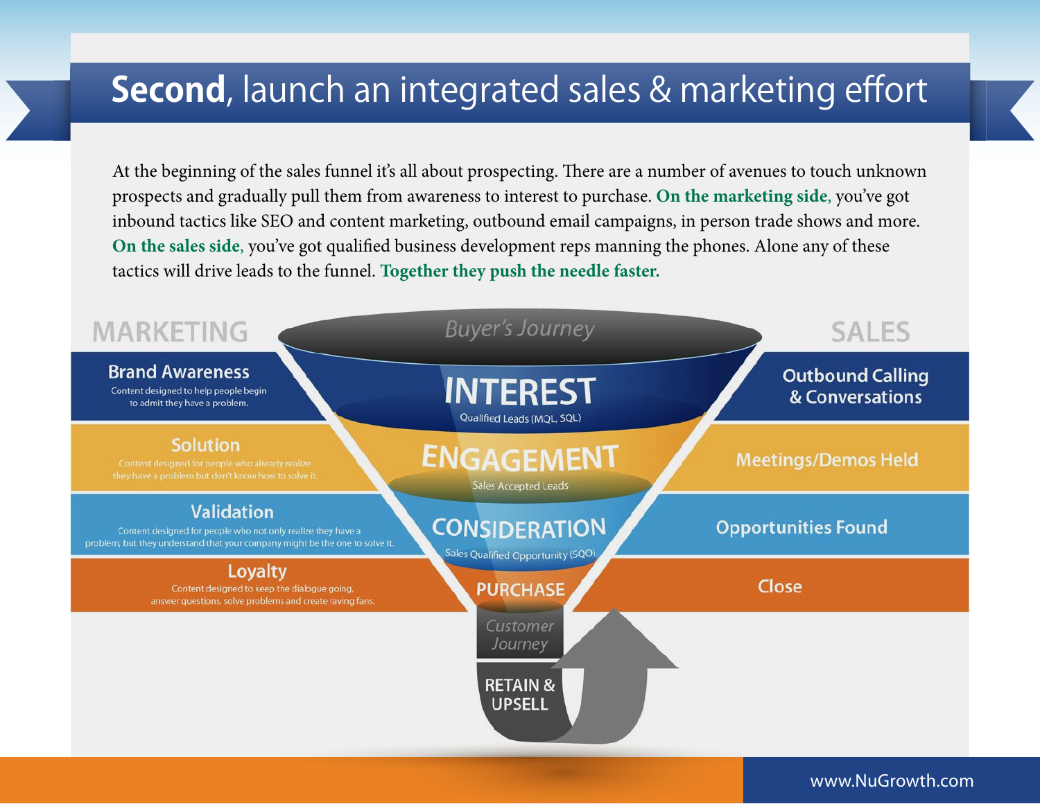# **Second**, launch an integrated sales & marketing effort

At the beginning of the sales funnel it's all about prospecting. There are a number of avenues to touch unknown prospects and gradually pull them from awareness to interest to purchase. **On the marketing side,** you've got inbound tactics like SEO and content marketing, outbound email campaigns, in person trade shows and more. **On the sales side,** you've got qualified business development reps manning the phones. Alone any of these tactics will drive leads to the funnel. **Together they push the needle faster.**

*Buyer's Journey*

| MARKETING | FUNNEL STAGE | SALES |
| --- | --- | --- |
| **Brand Awareness** – Content designed to help people begin to admit they have a problem. | **INTEREST** – Qualified Leads (MQL, SQL) | Outbound Calling & Conversations |
| **Solution** – Content designed for people who already realize they have a problem but don't know how to solve it. | **ENGAGEMENT** – Sales Accepted Leads | Meetings/Demos Held |
| **Validation** – Content designed for people who not only realize they have a problem, but they understand that your company might be the one to solve it. | **CONSIDERATION** – Sales Qualified Opportunity (SQO) | Opportunities Found |
| **Loyalty** – Content designed to keep the dialogue going, answer questions, solve problems and create raving fans. | **PURCHASE** | Close |

*Customer Journey*

**RETAIN & UPSELL**

www.NuGrowth.com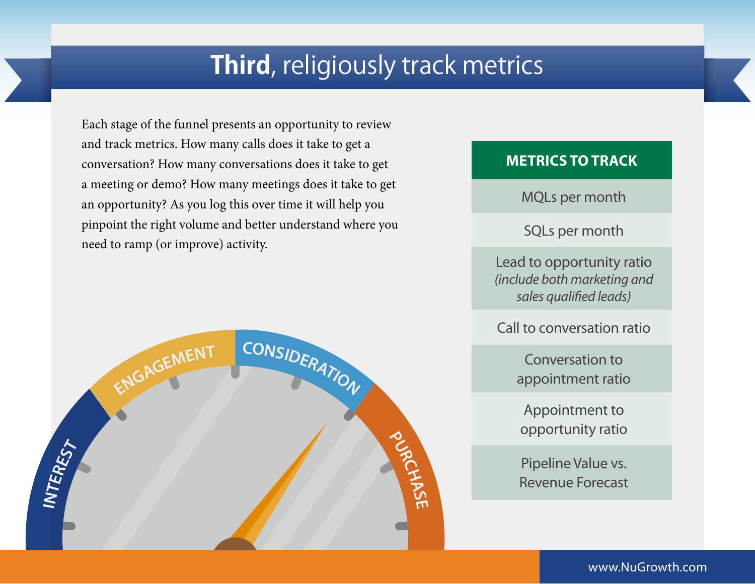# **Third**, religiously track metrics

Each stage of the funnel presents an opportunity to review and track metrics. How many calls does it take to get a conversation? How many conversations does it take to get a meeting or demo? How many meetings does it take to get an opportunity? As you log this over time it will help you pinpoint the right volume and better understand where you need to ramp (or improve) activity.

| METRICS TO TRACK |
|---|
| MQLs per month |
| SQLs per month |
| Lead to opportunity ratio *(include both marketing and sales qualified leads)* |
| Call to conversation ratio |
| Conversation to appointment ratio |
| Appointment to opportunity ratio |
| Pipeline Value vs. Revenue Forecast |

INTEREST — ENGAGEMENT — CONSIDERATION — PURCHASE

www.NuGrowth.com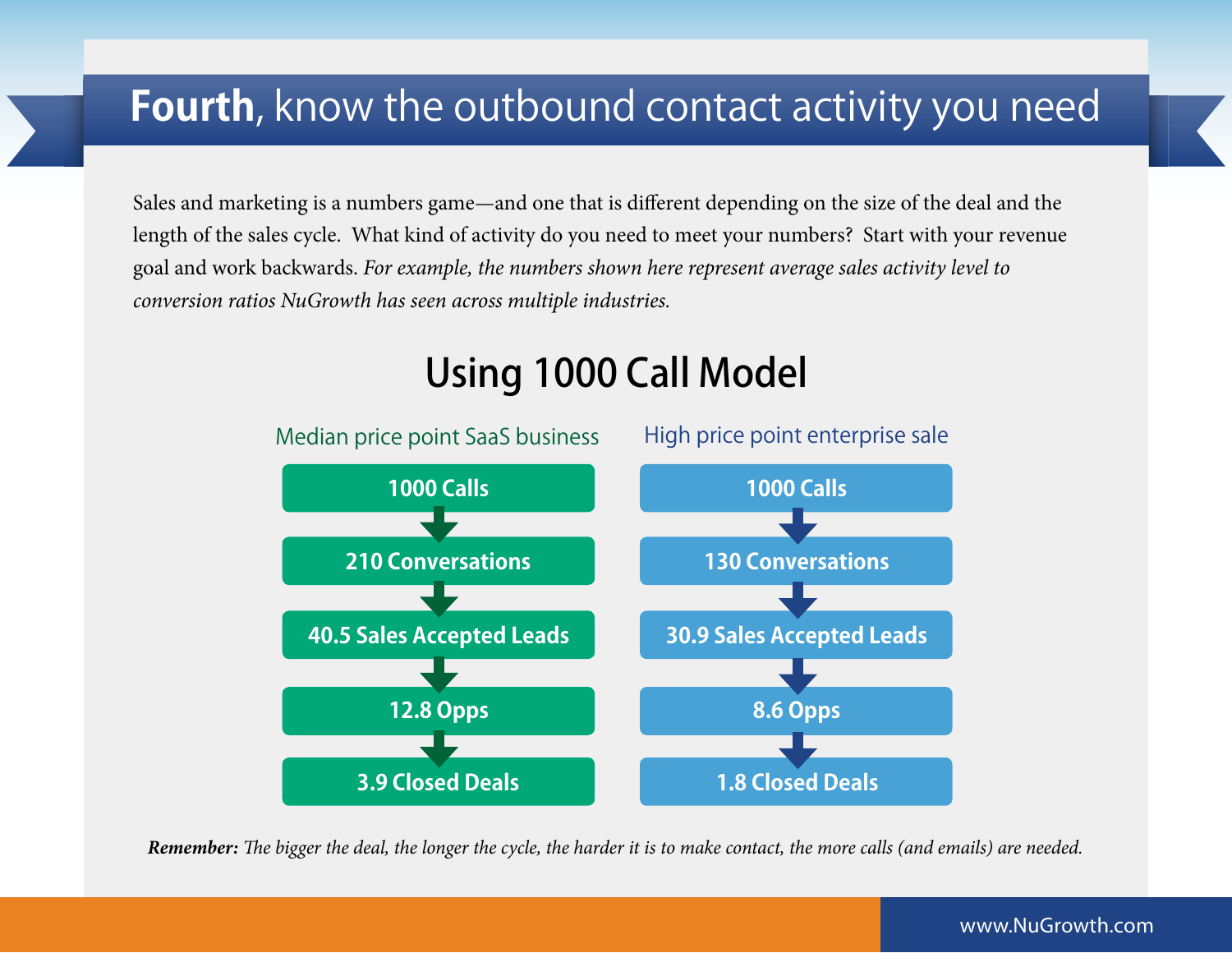# **Fourth**, know the outbound contact activity you need

Sales and marketing is a numbers game—and one that is different depending on the size of the deal and the length of the sales cycle. What kind of activity do you need to meet your numbers? Start with your revenue goal and work backwards. *For example, the numbers shown here represent average sales activity level to conversion ratios NuGrowth has seen across multiple industries.*

## Using 1000 Call Model

| Median price point SaaS business | High price point enterprise sale |
|---|---|
| 1000 Calls | 1000 Calls |
| 210 Conversations | 130 Conversations |
| 40.5 Sales Accepted Leads | 30.9 Sales Accepted Leads |
| 12.8 Opps | 8.6 Opps |
| 3.9 Closed Deals | 1.8 Closed Deals |

***Remember:*** *The bigger the deal, the longer the cycle, the harder it is to make contact, the more calls (and emails) are needed.*

www.NuGrowth.com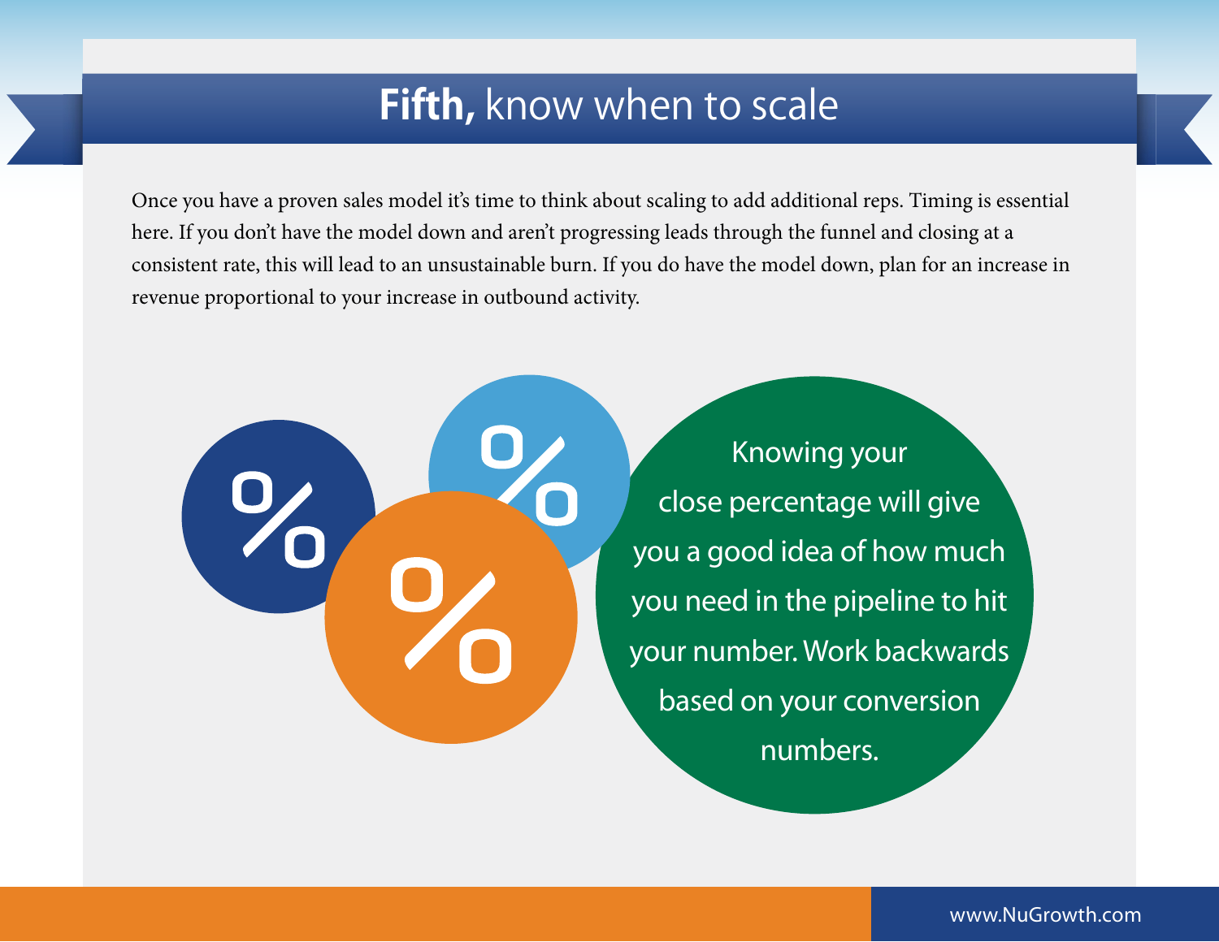# **Fifth,** know when to scale

Once you have a proven sales model it's time to think about scaling to add additional reps. Timing is essential here. If you don't have the model down and aren't progressing leads through the funnel and closing at a consistent rate, this will lead to an unsustainable burn. If you do have the model down, plan for an increase in revenue proportional to your increase in outbound activity.

Knowing your close percentage will give you a good idea of how much you need in the pipeline to hit your number. Work backwards based on your conversion numbers.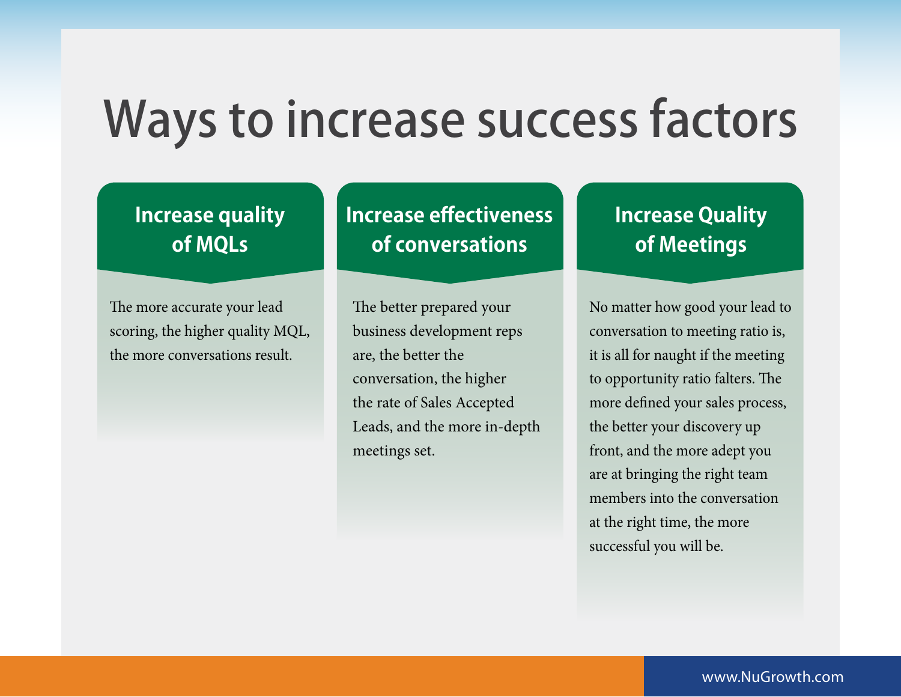# Ways to increase success factors

## Increase quality of MQLs

The more accurate your lead scoring, the higher quality MQL, the more conversations result.

## Increase effectiveness of conversations

The better prepared your business development reps are, the better the conversation, the higher the rate of Sales Accepted Leads, and the more in-depth meetings set.

## Increase Quality of Meetings

No matter how good your lead to conversation to meeting ratio is, it is all for naught if the meeting to opportunity ratio falters. The more defined your sales process, the better your discovery up front, and the more adept you are at bringing the right team members into the conversation at the right time, the more successful you will be.

www.NuGrowth.com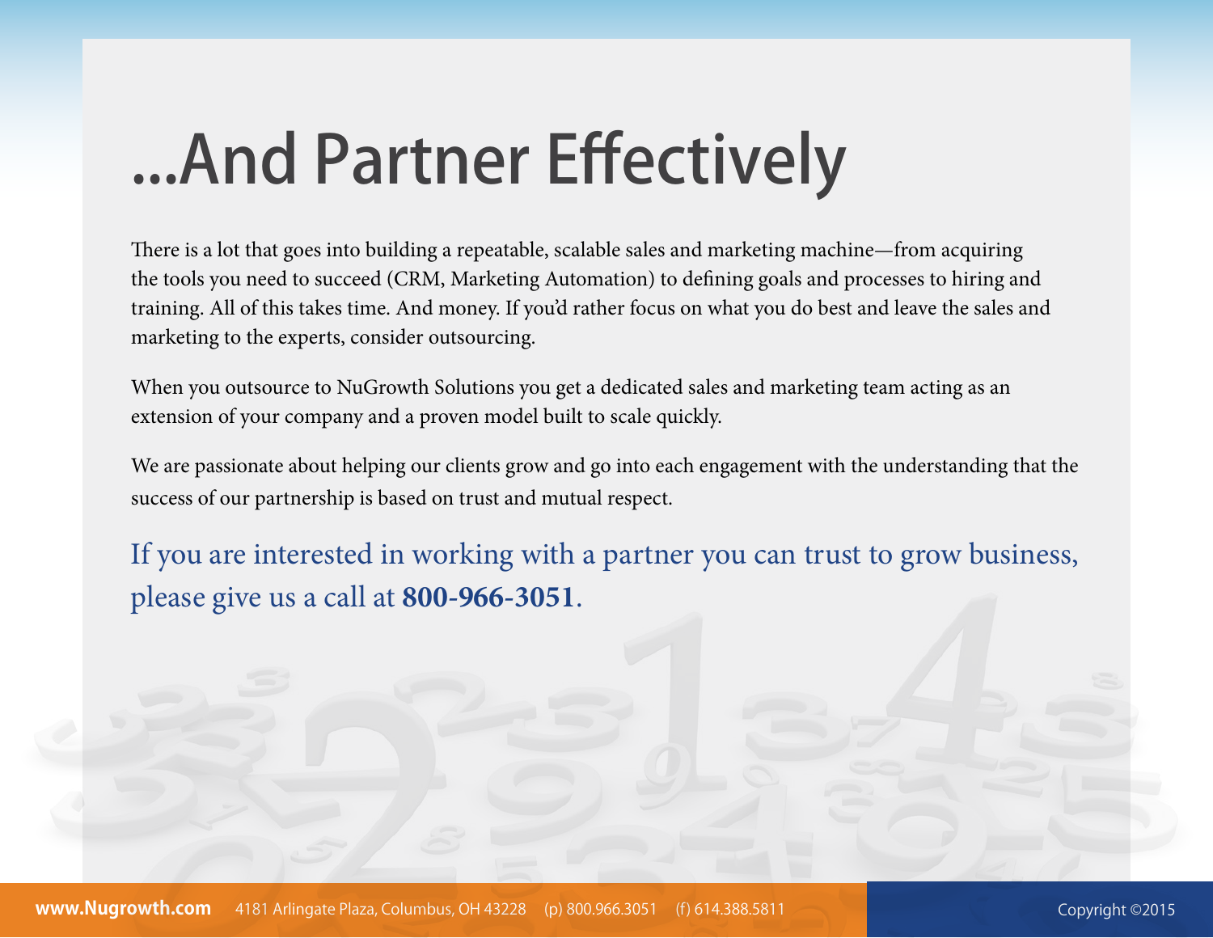# ...And Partner Effectively

There is a lot that goes into building a repeatable, scalable sales and marketing machine—from acquiring the tools you need to succeed (CRM, Marketing Automation) to defining goals and processes to hiring and training. All of this takes time. And money. If you'd rather focus on what you do best and leave the sales and marketing to the experts, consider outsourcing.

When you outsource to NuGrowth Solutions you get a dedicated sales and marketing team acting as an extension of your company and a proven model built to scale quickly.

We are passionate about helping our clients grow and go into each engagement with the understanding that the success of our partnership is based on trust and mutual respect.

If you are interested in working with a partner you can trust to grow business, please give us a call at **800-966-3051**.

**www.Nugrowth.com** 4181 Arlingate Plaza, Columbus, OH 43228 (p) 800.966.3051 (f) 614.388.5811

Copyright ©2015